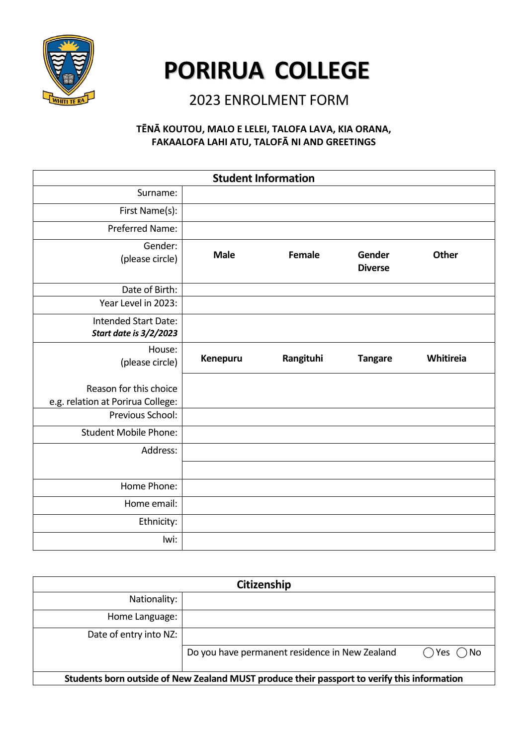# PORIRUA COLLEGE

## 2023 ENROLMENT FORM

**TĒNĀ KOUTOU, MALO E LELEI, TALOFA LAVA, KIA ORANA, FAKAALOFA LAHI ATU, TALOFĀ NI AND GREETINGS**

| Student Information | | | | |
|---|---|---|---|---|
| Surname: | | | | |
| First Name(s): | | | | |
| Preferred Name: | | | | |
| Gender: (please circle) | **Male** | **Female** | **Gender Diverse** | **Other** |
| Date of Birth: | | | | |
| Year Level in 2023: | | | | |
| Intended Start Date: ***Start date is 3/2/2023*** | | | | |
| House: (please circle) | **Kenepuru** | **Rangituhi** | **Tangare** | **Whitireia** |
| Reason for this choice e.g. relation at Porirua College: | | | | |
| Previous School: | | | | |
| Student Mobile Phone: | | | | |
| Address: | | | | |
| | | | | |
| Home Phone: | | | | |
| Home email: | | | | |
| Ethnicity: | | | | |
| Iwi: | | | | |

| Citizenship | | |
|---|---|---|
| Nationality: | | |
| Home Language: | | |
| Date of entry into NZ: | | |
| | Do you have permanent residence in New Zealand | ◯ Yes ◯ No |
| **Students born outside of New Zealand MUST produce their passport to verify this information** | | |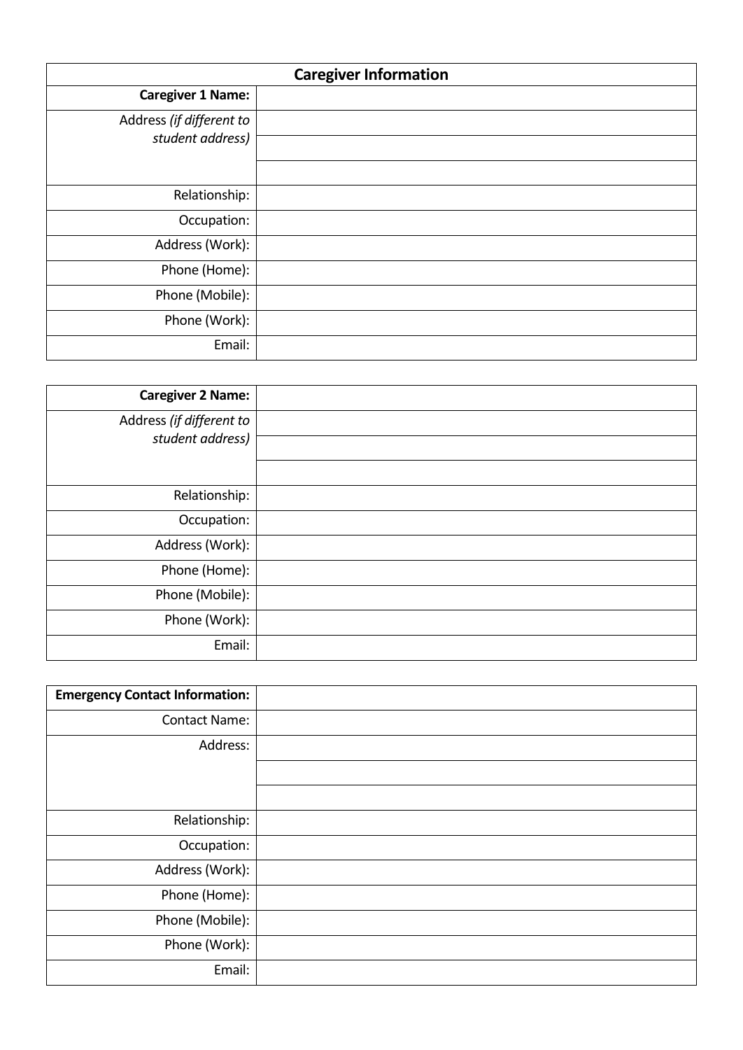| Caregiver Information | |
|---|---|
| **Caregiver 1 Name:** | |
| Address *(if different to student address)* | |
| | |
| | |
| Relationship: | |
| Occupation: | |
| Address (Work): | |
| Phone (Home): | |
| Phone (Mobile): | |
| Phone (Work): | |
| Email: | |

| **Caregiver 2 Name:** | |
|---|---|
| Address *(if different to student address)* | |
| | |
| | |
| Relationship: | |
| Occupation: | |
| Address (Work): | |
| Phone (Home): | |
| Phone (Mobile): | |
| Phone (Work): | |
| Email: | |

| **Emergency Contact Information:** | |
|---|---|
| Contact Name: | |
| Address: | |
| | |
| | |
| Relationship: | |
| Occupation: | |
| Address (Work): | |
| Phone (Home): | |
| Phone (Mobile): | |
| Phone (Work): | |
| Email: | |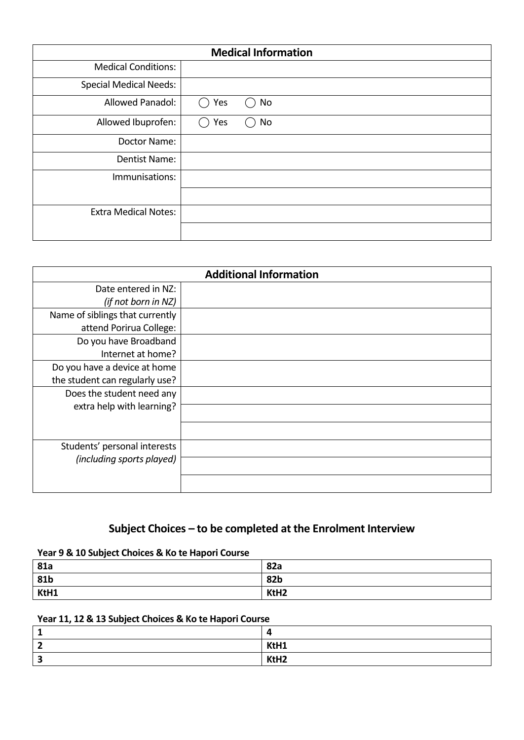| Medical Information | |
|---|---|
| Medical Conditions: | |
| Special Medical Needs: | |
| Allowed Panadol: | ◯ Yes ◯ No |
| Allowed Ibuprofen: | ◯ Yes ◯ No |
| Doctor Name: | |
| Dentist Name: | |
| Immunisations: | |
| | |
| Extra Medical Notes: | |
| | |

| Additional Information | |
|---|---|
| Date entered in NZ: *(if not born in NZ)* | |
| Name of siblings that currently attend Porirua College: | |
| Do you have Broadband Internet at home? | |
| Do you have a device at home the student can regularly use? | |
| Does the student need any extra help with learning? | |
| | |
| | |
| Students' personal interests *(including sports played)* | |
| | |
| | |

## Subject Choices – to be completed at the Enrolment Interview

**Year 9 & 10 Subject Choices & Ko te Hapori Course**

| **81a** | **82a** |
|---|---|
| **81b** | **82b** |
| **KtH1** | **KtH2** |

**Year 11, 12 & 13 Subject Choices & Ko te Hapori Course**

| **1** | **4** |
|---|---|
| **2** | **KtH1** |
| **3** | **KtH2** |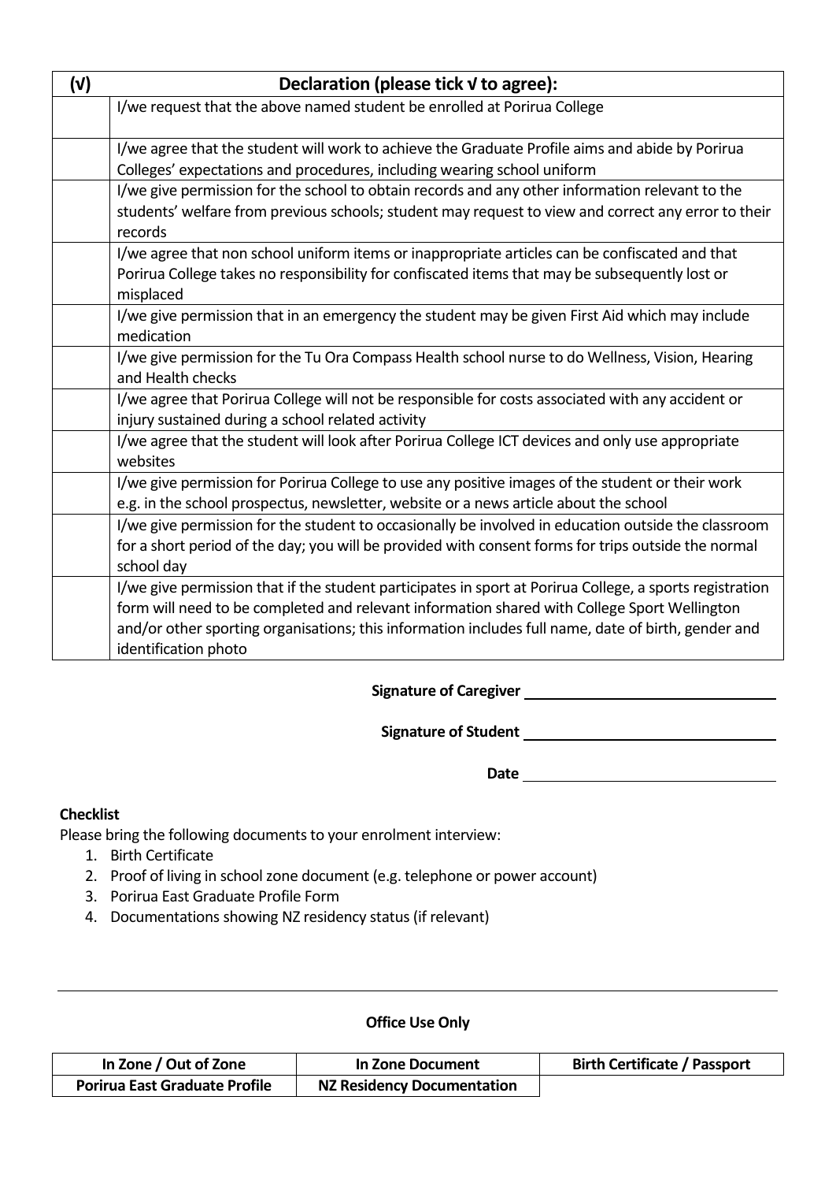| (√) | Declaration (please tick √ to agree): |
|---|---|
| | I/we request that the above named student be enrolled at Porirua College |
| | I/we agree that the student will work to achieve the Graduate Profile aims and abide by Porirua Colleges' expectations and procedures, including wearing school uniform |
| | I/we give permission for the school to obtain records and any other information relevant to the students' welfare from previous schools; student may request to view and correct any error to their records |
| | I/we agree that non school uniform items or inappropriate articles can be confiscated and that Porirua College takes no responsibility for confiscated items that may be subsequently lost or misplaced |
| | I/we give permission that in an emergency the student may be given First Aid which may include medication |
| | I/we give permission for the Tu Ora Compass Health school nurse to do Wellness, Vision, Hearing and Health checks |
| | I/we agree that Porirua College will not be responsible for costs associated with any accident or injury sustained during a school related activity |
| | I/we agree that the student will look after Porirua College ICT devices and only use appropriate websites |
| | I/we give permission for Porirua College to use any positive images of the student or their work e.g. in the school prospectus, newsletter, website or a news article about the school |
| | I/we give permission for the student to occasionally be involved in education outside the classroom for a short period of the day; you will be provided with consent forms for trips outside the normal school day |
| | I/we give permission that if the student participates in sport at Porirua College, a sports registration form will need to be completed and relevant information shared with College Sport Wellington and/or other sporting organisations; this information includes full name, date of birth, gender and identification photo |

**Signature of Caregiver** ______________________________

**Signature of Student** ______________________________

**Date** ______________________________

**Checklist**

Please bring the following documents to your enrolment interview:

1. Birth Certificate
2. Proof of living in school zone document (e.g. telephone or power account)
3. Porirua East Graduate Profile Form
4. Documentations showing NZ residency status (if relevant)

---

**Office Use Only**

| | | |
|---|---|---|
| **In Zone / Out of Zone** | **In Zone Document** | **Birth Certificate / Passport** |
| **Porirua East Graduate Profile** | **NZ Residency Documentation** | |